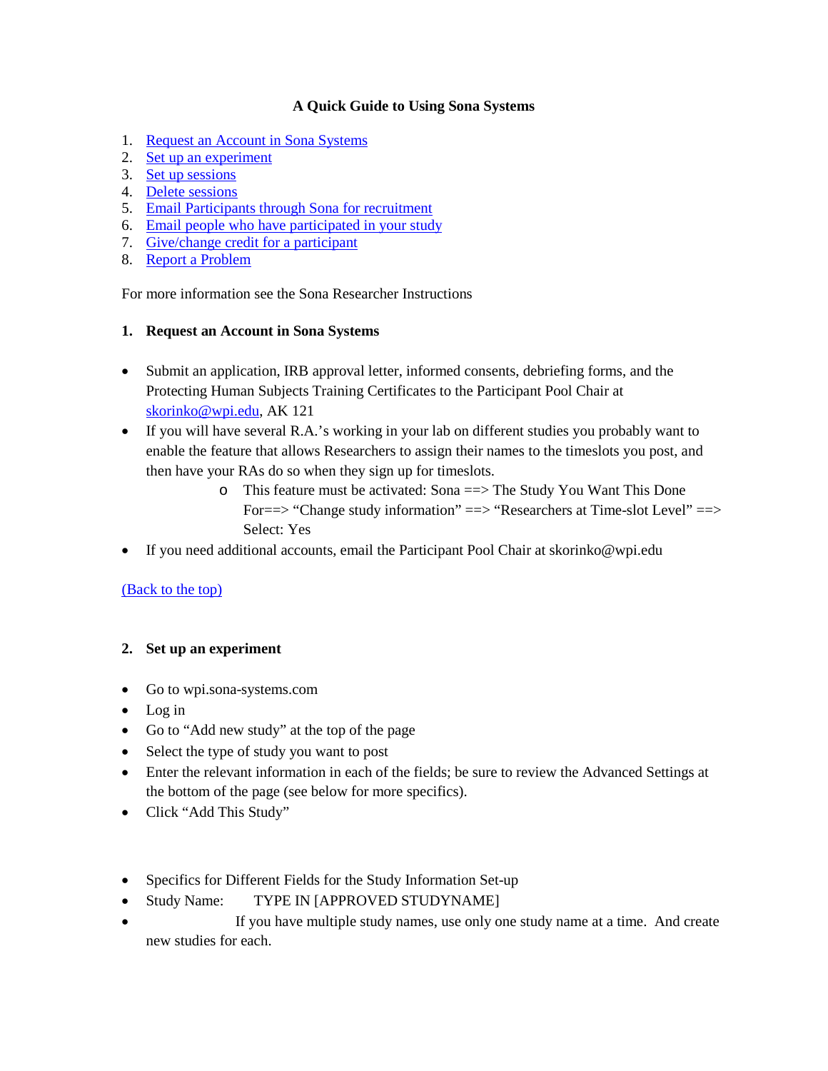# A Quick Guide to Using Sona Systems

1. [Request an Account in Sona Systems](#)
2. [Set up an experiment](#)
3. [Set up sessions](#)
4. [Delete sessions](#)
5. [Email Participants through Sona for recruitment](#)
6. [Email people who have participated in your study](#)
7. [Give/change credit for a participant](#)
8. [Report a Problem](#)

For more information see the Sona Researcher Instructions

## 1. Request an Account in Sona Systems

- Submit an application, IRB approval letter, informed consents, debriefing forms, and the Protecting Human Subjects Training Certificates to the Participant Pool Chair at [skorinko@wpi.edu](mailto:skorinko@wpi.edu), AK 121
- If you will have several R.A.'s working in your lab on different studies you probably want to enable the feature that allows Researchers to assign their names to the timeslots you post, and then have your RAs do so when they sign up for timeslots.
    - This feature must be activated: Sona ==> The Study You Want This Done For==> "Change study information" ==> "Researchers at Time-slot Level" ==> Select: Yes
- If you need additional accounts, email the Participant Pool Chair at skorinko@wpi.edu

[(Back to the top)](#)

## 2. Set up an experiment

- Go to wpi.sona-systems.com
- Log in
- Go to "Add new study" at the top of the page
- Select the type of study you want to post
- Enter the relevant information in each of the fields; be sure to review the Advanced Settings at the bottom of the page (see below for more specifics).
- Click "Add This Study"

- Specifics for Different Fields for the Study Information Set-up
- Study Name: TYPE IN [APPROVED STUDYNAME]
- If you have multiple study names, use only one study name at a time. And create new studies for each.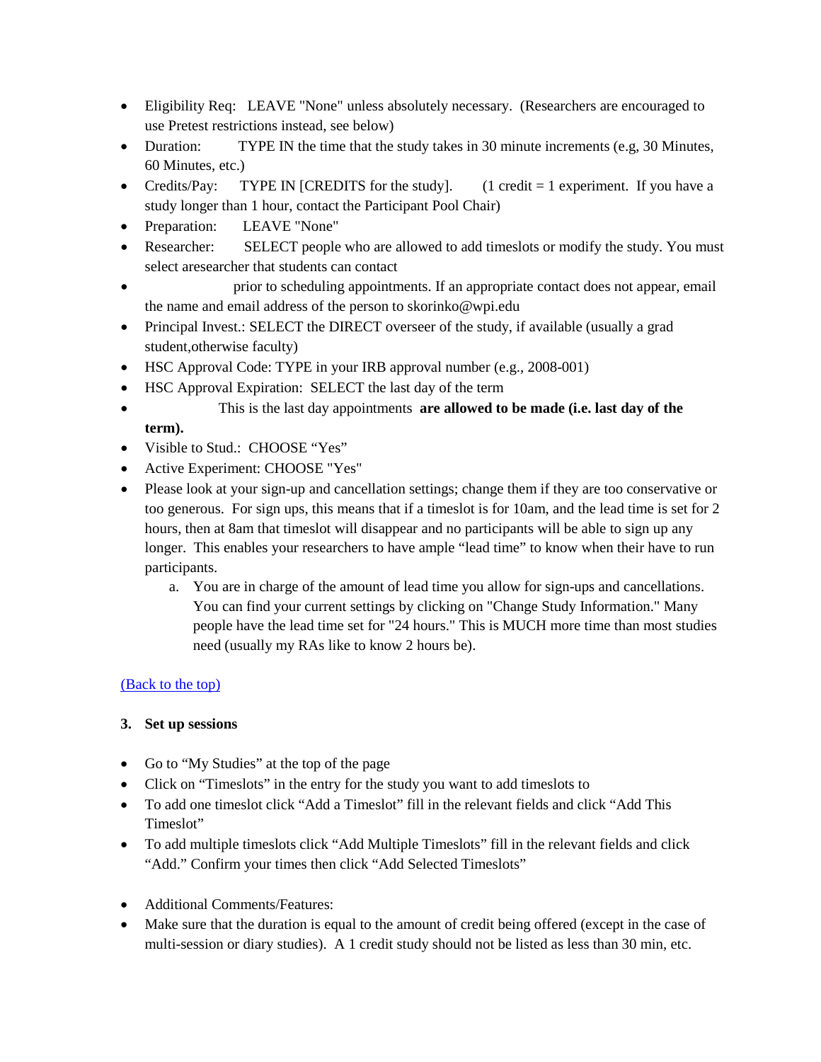- Eligibility Req:   LEAVE "None" unless absolutely necessary.  (Researchers are encouraged to use Pretest restrictions instead, see below)
- Duration:         TYPE IN the time that the study takes in 30 minute increments (e.g, 30 Minutes, 60 Minutes, etc.)
- Credits/Pay:     TYPE IN [CREDITS for the study].       (1 credit = 1 experiment.  If you have a study longer than 1 hour, contact the Participant Pool Chair)
- Preparation:      LEAVE "None"
- Researcher:       SELECT people who are allowed to add timeslots or modify the study. You must select aresearcher that students can contact
- prior to scheduling appointments. If an appropriate contact does not appear, email the name and email address of the person to skorinko@wpi.edu
- Principal Invest.: SELECT the DIRECT overseer of the study, if available (usually a grad student,otherwise faculty)
- HSC Approval Code: TYPE in your IRB approval number (e.g., 2008-001)
- HSC Approval Expiration:  SELECT the last day of the term
- This is the last day appointments **are allowed to be made (i.e. last day of the term).**
- Visible to Stud.:  CHOOSE “Yes”
- Active Experiment: CHOOSE "Yes"
- Please look at your sign-up and cancellation settings; change them if they are too conservative or too generous.  For sign ups, this means that if a timeslot is for 10am, and the lead time is set for 2 hours, then at 8am that timeslot will disappear and no participants will be able to sign up any longer.  This enables your researchers to have ample “lead time” to know when their have to run participants.
    a. You are in charge of the amount of lead time you allow for sign-ups and cancellations. You can find your current settings by clicking on "Change Study Information." Many people have the lead time set for "24 hours." This is MUCH more time than most studies need (usually my RAs like to know 2 hours be).

[(Back to the top)]()

**3. Set up sessions**

- Go to “My Studies” at the top of the page
- Click on “Timeslots” in the entry for the study you want to add timeslots to
- To add one timeslot click “Add a Timeslot” fill in the relevant fields and click “Add This Timeslot”
- To add multiple timeslots click “Add Multiple Timeslots” fill in the relevant fields and click “Add.” Confirm your times then click “Add Selected Timeslots”

- Additional Comments/Features:
- Make sure that the duration is equal to the amount of credit being offered (except in the case of multi-session or diary studies).  A 1 credit study should not be listed as less than 30 min, etc.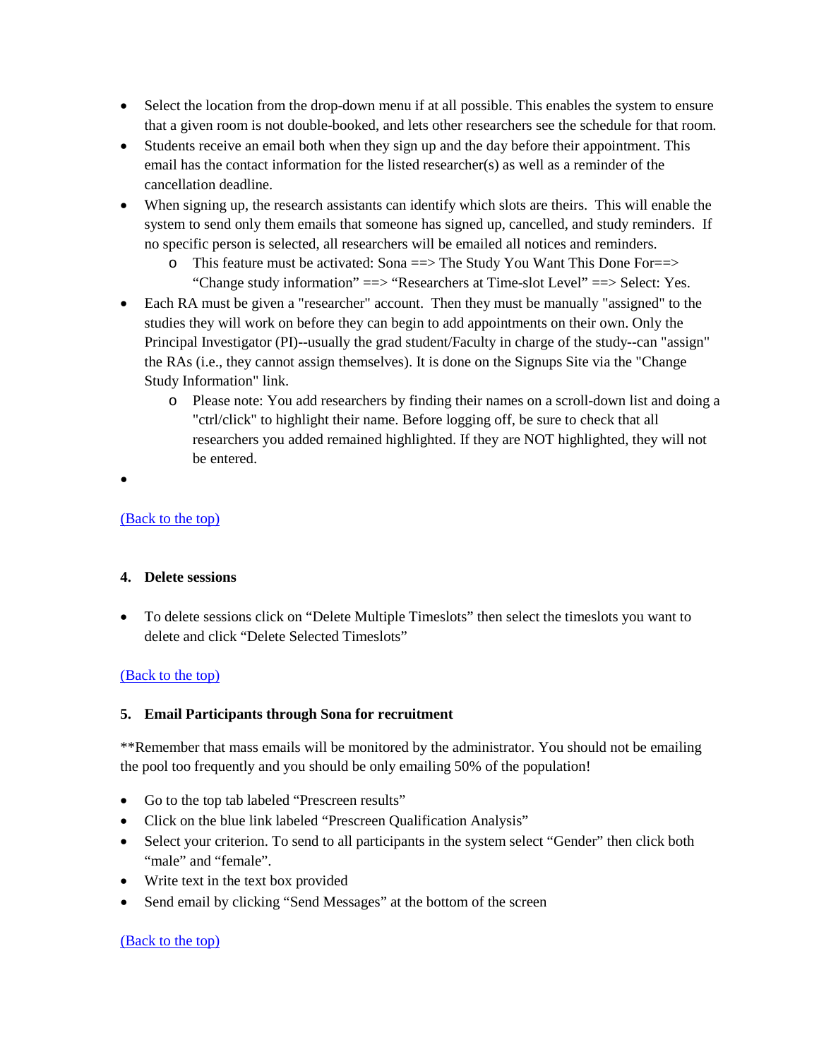- Select the location from the drop-down menu if at all possible. This enables the system to ensure that a given room is not double-booked, and lets other researchers see the schedule for that room.
- Students receive an email both when they sign up and the day before their appointment. This email has the contact information for the listed researcher(s) as well as a reminder of the cancellation deadline.
- When signing up, the research assistants can identify which slots are theirs. This will enable the system to send only them emails that someone has signed up, cancelled, and study reminders. If no specific person is selected, all researchers will be emailed all notices and reminders.
  - This feature must be activated: Sona ==> The Study You Want This Done For==> "Change study information" ==> "Researchers at Time-slot Level" ==> Select: Yes.
- Each RA must be given a "researcher" account. Then they must be manually "assigned" to the studies they will work on before they can begin to add appointments on their own. Only the Principal Investigator (PI)--usually the grad student/Faculty in charge of the study--can "assign" the RAs (i.e., they cannot assign themselves). It is done on the Signups Site via the "Change Study Information" link.
  - Please note: You add researchers by finding their names on a scroll-down list and doing a "ctrl/click" to highlight their name. Before logging off, be sure to check that all researchers you added remained highlighted. If they are NOT highlighted, they will not be entered.
- 

(Back to the top)

### 4. Delete sessions

- To delete sessions click on "Delete Multiple Timeslots" then select the timeslots you want to delete and click "Delete Selected Timeslots"

(Back to the top)

### 5. Email Participants through Sona for recruitment

**Remember that mass emails will be monitored by the administrator. You should not be emailing the pool too frequently and you should be only emailing 50% of the population!

- Go to the top tab labeled "Prescreen results"
- Click on the blue link labeled "Prescreen Qualification Analysis"
- Select your criterion. To send to all participants in the system select "Gender" then click both "male" and "female".
- Write text in the text box provided
- Send email by clicking "Send Messages" at the bottom of the screen

(Back to the top)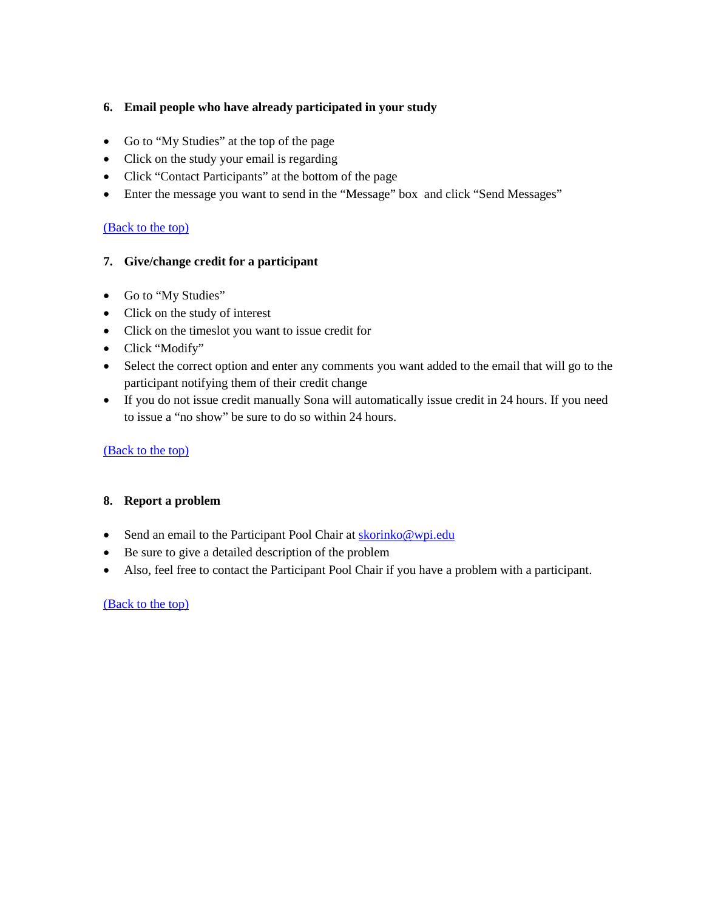**6. Email people who have already participated in your study**

- Go to “My Studies” at the top of the page
- Click on the study your email is regarding
- Click “Contact Participants” at the bottom of the page
- Enter the message you want to send in the “Message” box and click “Send Messages”

(Back to the top)

**7. Give/change credit for a participant**

- Go to “My Studies”
- Click on the study of interest
- Click on the timeslot you want to issue credit for
- Click “Modify”
- Select the correct option and enter any comments you want added to the email that will go to the participant notifying them of their credit change
- If you do not issue credit manually Sona will automatically issue credit in 24 hours. If you need to issue a “no show” be sure to do so within 24 hours.

(Back to the top)

**8. Report a problem**

- Send an email to the Participant Pool Chair at skorinko@wpi.edu
- Be sure to give a detailed description of the problem
- Also, feel free to contact the Participant Pool Chair if you have a problem with a participant.

(Back to the top)